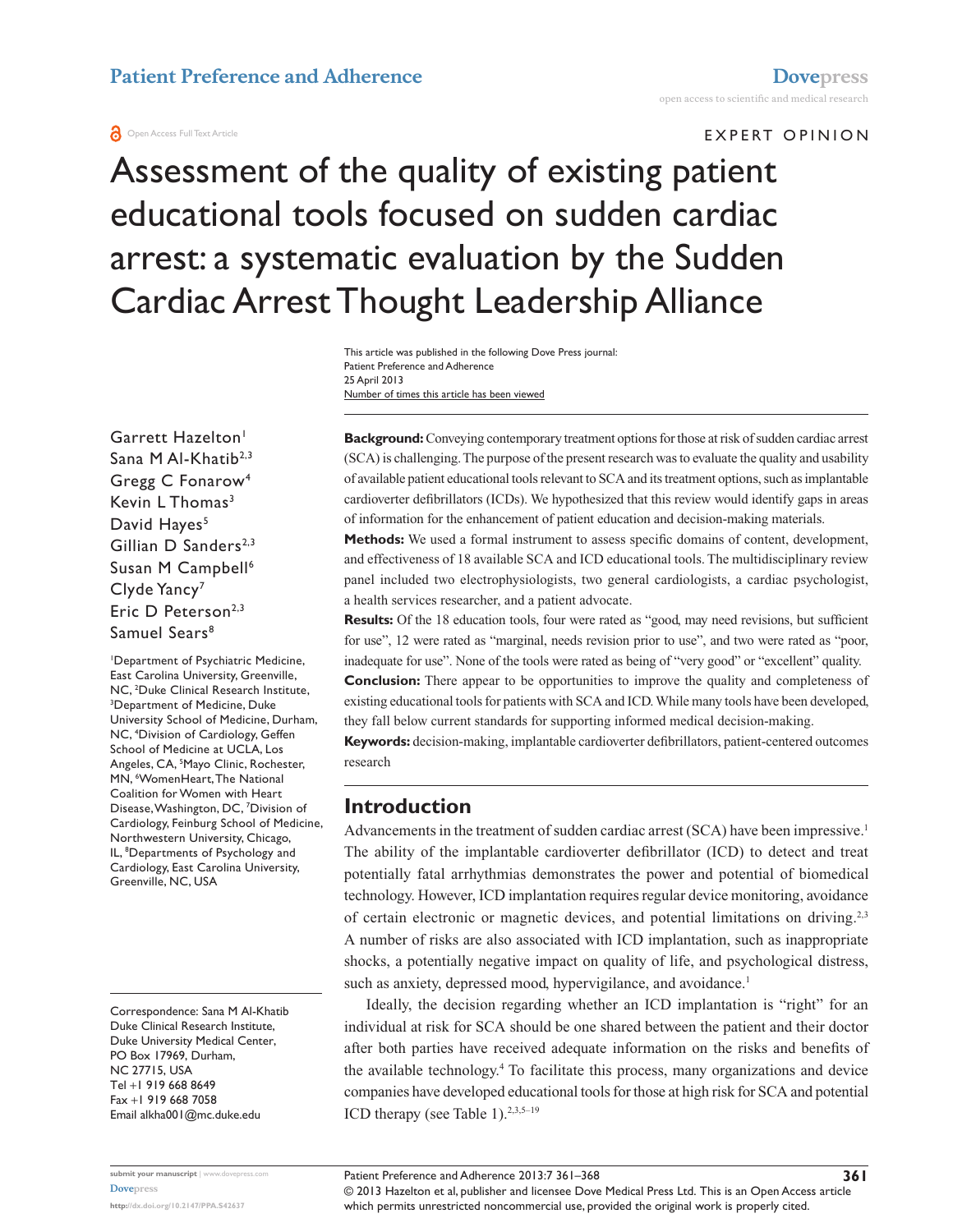# Assessment of the quality of existing patient educational tools focused on sudden cardiac arrest: a systematic evaluation by the Sudden Cardiac Arrest Thought Leadership Alliance

EXPERT OPINION

This article was published in the following Dove Press journal:
Patient Preference and Adherence
25 April 2013
Number of times this article has been viewed

Garrett Hazelton[1]
Sana M Al-Khatib[2,3]
Gregg C Fonarow[4]
Kevin L Thomas[3]
David Hayes[5]
Gillian D Sanders[2,3]
Susan M Campbell[6]
Clyde Yancy[7]
Eric D Peterson[2,3]
Samuel Sears[8]

[1]Department of Psychiatric Medicine, East Carolina University, Greenville, NC, [2]Duke Clinical Research Institute, [3]Department of Medicine, Duke University School of Medicine, Durham, NC, [4]Division of Cardiology, Geffen School of Medicine at UCLA, Los Angeles, CA, [5]Mayo Clinic, Rochester, MN, [6]WomenHeart, The National Coalition for Women with Heart Disease, Washington, DC, [7]Division of Cardiology, Feinburg School of Medicine, Northwestern University, Chicago, IL, [8]Departments of Psychology and Cardiology, East Carolina University, Greenville, NC, USA

Correspondence: Sana M Al-Khatib
Duke Clinical Research Institute, Duke University Medical Center, PO Box 17969, Durham, NC 27715, USA
Tel +1 919 668 8649
Fax +1 919 668 7058
Email alkha001@mc.duke.edu

**Background:** Conveying contemporary treatment options for those at risk of sudden cardiac arrest (SCA) is challenging. The purpose of the present research was to evaluate the quality and usability of available patient educational tools relevant to SCA and its treatment options, such as implantable cardioverter defibrillators (ICDs). We hypothesized that this review would identify gaps in areas of information for the enhancement of patient education and decision-making materials.

**Methods:** We used a formal instrument to assess specific domains of content, development, and effectiveness of 18 available SCA and ICD educational tools. The multidisciplinary review panel included two electrophysiologists, two general cardiologists, a cardiac psychologist, a health services researcher, and a patient advocate.

**Results:** Of the 18 education tools, four were rated as "good, may need revisions, but sufficient for use", 12 were rated as "marginal, needs revision prior to use", and two were rated as "poor, inadequate for use". None of the tools were rated as being of "very good" or "excellent" quality.

**Conclusion:** There appear to be opportunities to improve the quality and completeness of existing educational tools for patients with SCA and ICD. While many tools have been developed, they fall below current standards for supporting informed medical decision-making.

**Keywords:** decision-making, implantable cardioverter defibrillators, patient-centered outcomes research

## Introduction

Advancements in the treatment of sudden cardiac arrest (SCA) have been impressive.[1] The ability of the implantable cardioverter defibrillator (ICD) to detect and treat potentially fatal arrhythmias demonstrates the power and potential of biomedical technology. However, ICD implantation requires regular device monitoring, avoidance of certain electronic or magnetic devices, and potential limitations on driving.[2,3] A number of risks are also associated with ICD implantation, such as inappropriate shocks, a potentially negative impact on quality of life, and psychological distress, such as anxiety, depressed mood, hypervigilance, and avoidance.[1]

Ideally, the decision regarding whether an ICD implantation is "right" for an individual at risk for SCA should be one shared between the patient and their doctor after both parties have received adequate information on the risks and benefits of the available technology.[4] To facilitate this process, many organizations and device companies have developed educational tools for those at high risk for SCA and potential ICD therapy (see Table 1).[2,3,5–19]

© 2013 Hazelton et al, publisher and licensee Dove Medical Press Ltd. This is an Open Access article which permits unrestricted noncommercial use, provided the original work is properly cited.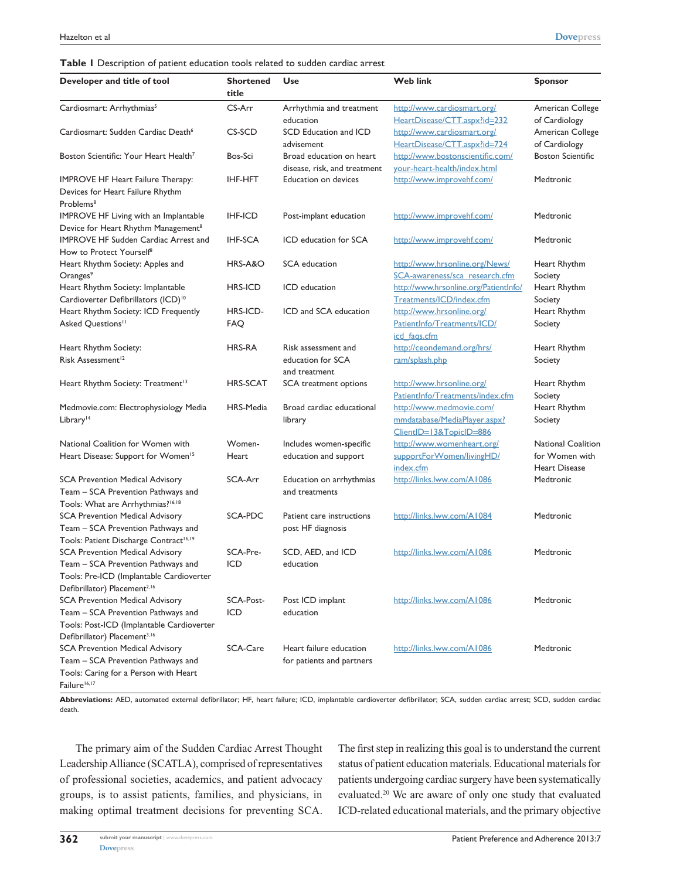**Table 1** Description of patient education tools related to sudden cardiac arrest

| Developer and title of tool | Shortened title | Use | Web link | Sponsor |
|---|---|---|---|---|
| Cardiosmart: Arrhythmias[5] | CS-Arr | Arrhythmia and treatment education | http://www.cardiosmart.org/HeartDisease/CTT.aspx?id=232 | American College of Cardiology |
| Cardiosmart: Sudden Cardiac Death[6] | CS-SCD | SCD Education and ICD advisement | http://www.cardiosmart.org/HeartDisease/CTT.aspx?id=724 | American College of Cardiology |
| Boston Scientific: Your Heart Health[7] | Bos-Sci | Broad education on heart disease, risk, and treatment | http://www.bostonscientific.com/your-heart-health/index.html | Boston Scientific |
| IMPROVE HF Heart Failure Therapy: Devices for Heart Failure Rhythm Problems[8] | IHF-HFT | Education on devices | http://www.improvehf.com/ | Medtronic |
| IMPROVE HF Living with an Implantable Device for Heart Rhythm Management[8] | IHF-ICD | Post-implant education | http://www.improvehf.com/ | Medtronic |
| IMPROVE HF Sudden Cardiac Arrest and How to Protect Yourself[8] | IHF-SCA | ICD education for SCA | http://www.improvehf.com/ | Medtronic |
| Heart Rhythm Society: Apples and Oranges[9] | HRS-A&O | SCA education | http://www.hrsonline.org/News/SCA-awareness/sca_research.cfm | Heart Rhythm Society |
| Heart Rhythm Society: Implantable Cardioverter Defibrillators (ICD)[10] | HRS-ICD | ICD education | http://www.hrsonline.org/PatientInfo/Treatments/ICD/index.cfm | Heart Rhythm Society |
| Heart Rhythm Society: ICD Frequently Asked Questions[11] | HRS-ICD-FAQ | ICD and SCA education | http://www.hrsonline.org/PatientInfo/Treatments/ICD/icd_faqs.cfm | Heart Rhythm Society |
| Heart Rhythm Society: Risk Assessment[12] | HRS-RA | Risk assessment and education for SCA and treatment | http://ceondemand.org/hrs/ram/splash.php | Heart Rhythm Society |
| Heart Rhythm Society: Treatment[13] | HRS-SCAT | SCA treatment options | http://www.hrsonline.org/PatientInfo/Treatments/index.cfm | Heart Rhythm Society |
| Medmovie.com: Electrophysiology Media Library[14] | HRS-Media | Broad cardiac educational library | http://www.medmovie.com/mmdatabase/MediaPlayer.aspx?ClientID=13&TopicID=886 | Heart Rhythm Society |
| National Coalition for Women with Heart Disease: Support for Women[15] | Women-Heart | Includes women-specific education and support | http://www.womenheart.org/supportForWomen/livingHD/index.cfm | National Coalition for Women with Heart Disease |
| SCA Prevention Medical Advisory Team – SCA Prevention Pathways and Tools: What are Arrhythmias?[16,18] | SCA-Arr | Education on arrhythmias and treatments | http://links.lww.com/A1086 | Medtronic |
| SCA Prevention Medical Advisory Team – SCA Prevention Pathways and Tools: Patient Discharge Contract[16,19] | SCA-PDC | Patient care instructions post HF diagnosis | http://links.lww.com/A1084 | Medtronic |
| SCA Prevention Medical Advisory Team – SCA Prevention Pathways and Tools: Pre-ICD (Implantable Cardioverter Defibrillator) Placement[2,16] | SCA-Pre-ICD | SCD, AED, and ICD education | http://links.lww.com/A1086 | Medtronic |
| SCA Prevention Medical Advisory Team – SCA Prevention Pathways and Tools: Post-ICD (Implantable Cardioverter Defibrillator) Placement[3,16] | SCA-Post-ICD | Post ICD implant education | http://links.lww.com/A1086 | Medtronic |
| SCA Prevention Medical Advisory Team – SCA Prevention Pathways and Tools: Caring for a Person with Heart Failure[16,17] | SCA-Care | Heart failure education for patients and partners | http://links.lww.com/A1086 | Medtronic |

**Abbreviations:** AED, automated external defibrillator; HF, heart failure; ICD, implantable cardioverter defibrillator; SCA, sudden cardiac arrest; SCD, sudden cardiac death.

The primary aim of the Sudden Cardiac Arrest Thought Leadership Alliance (SCATLA), comprised of representatives of professional societies, academics, and patient advocacy groups, is to assist patients, families, and physicians, in making optimal treatment decisions for preventing SCA. The first step in realizing this goal is to understand the current status of patient education materials. Educational materials for patients undergoing cardiac surgery have been systematically evaluated.[20] We are aware of only one study that evaluated ICD-related educational materials, and the primary objective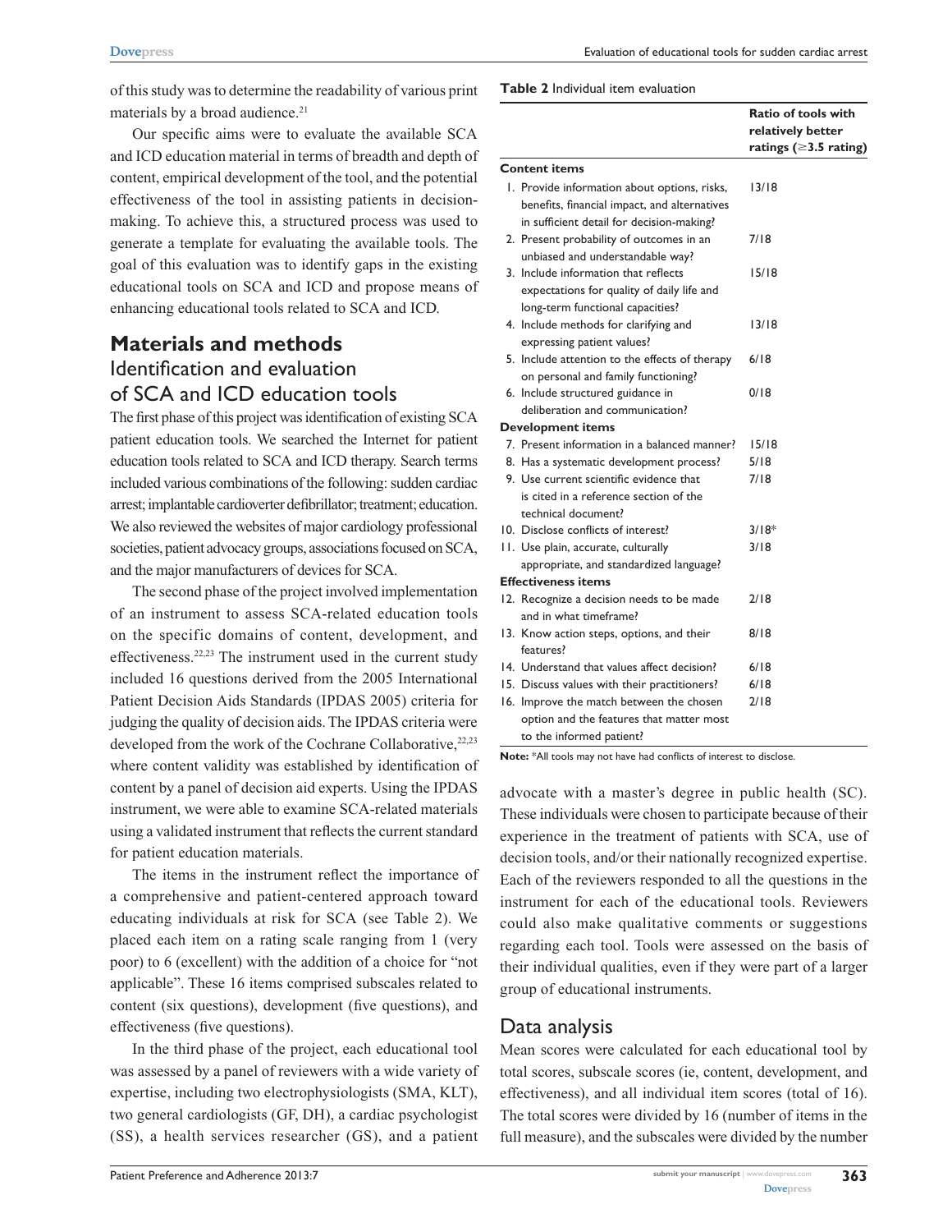of this study was to determine the readability of various print materials by a broad audience.[21]

Our specific aims were to evaluate the available SCA and ICD education material in terms of breadth and depth of content, empirical development of the tool, and the potential effectiveness of the tool in assisting patients in decision-making. To achieve this, a structured process was used to generate a template for evaluating the available tools. The goal of this evaluation was to identify gaps in the existing educational tools on SCA and ICD and propose means of enhancing educational tools related to SCA and ICD.

## Materials and methods

### Identification and evaluation of SCA and ICD education tools

The first phase of this project was identification of existing SCA patient education tools. We searched the Internet for patient education tools related to SCA and ICD therapy. Search terms included various combinations of the following: sudden cardiac arrest; implantable cardioverter defibrillator; treatment; education. We also reviewed the websites of major cardiology professional societies, patient advocacy groups, associations focused on SCA, and the major manufacturers of devices for SCA.

The second phase of the project involved implementation of an instrument to assess SCA-related education tools on the specific domains of content, development, and effectiveness.[22,23] The instrument used in the current study included 16 questions derived from the 2005 International Patient Decision Aids Standards (IPDAS 2005) criteria for judging the quality of decision aids. The IPDAS criteria were developed from the work of the Cochrane Collaborative,[22,23] where content validity was established by identification of content by a panel of decision aid experts. Using the IPDAS instrument, we were able to examine SCA-related materials using a validated instrument that reflects the current standard for patient education materials.

The items in the instrument reflect the importance of a comprehensive and patient-centered approach toward educating individuals at risk for SCA (see Table 2). We placed each item on a rating scale ranging from 1 (very poor) to 6 (excellent) with the addition of a choice for "not applicable". These 16 items comprised subscales related to content (six questions), development (five questions), and effectiveness (five questions).

In the third phase of the project, each educational tool was assessed by a panel of reviewers with a wide variety of expertise, including two electrophysiologists (SMA, KLT), two general cardiologists (GF, DH), a cardiac psychologist (SS), a health services researcher (GS), and a patient advocate with a master's degree in public health (SC). These individuals were chosen to participate because of their experience in the treatment of patients with SCA, use of decision tools, and/or their nationally recognized expertise. Each of the reviewers responded to all the questions in the instrument for each of the educational tools. Reviewers could also make qualitative comments or suggestions regarding each tool. Tools were assessed on the basis of their individual qualities, even if they were part of a larger group of educational instruments.

**Table 2** Individual item evaluation

| | Ratio of tools with relatively better ratings (≥3.5 rating) |
|---|---|
| **Content items** | |
| 1. Provide information about options, risks, benefits, financial impact, and alternatives in sufficient detail for decision-making? | 13/18 |
| 2. Present probability of outcomes in an unbiased and understandable way? | 7/18 |
| 3. Include information that reflects expectations for quality of daily life and long-term functional capacities? | 15/18 |
| 4. Include methods for clarifying and expressing patient values? | 13/18 |
| 5. Include attention to the effects of therapy on personal and family functioning? | 6/18 |
| 6. Include structured guidance in deliberation and communication? | 0/18 |
| **Development items** | |
| 7. Present information in a balanced manner? | 15/18 |
| 8. Has a systematic development process? | 5/18 |
| 9. Use current scientific evidence that is cited in a reference section of the technical document? | 7/18 |
| 10. Disclose conflicts of interest? | 3/18* |
| 11. Use plain, accurate, culturally appropriate, and standardized language? | 3/18 |
| **Effectiveness items** | |
| 12. Recognize a decision needs to be made and in what timeframe? | 2/18 |
| 13. Know action steps, options, and their features? | 8/18 |
| 14. Understand that values affect decision? | 6/18 |
| 15. Discuss values with their practitioners? | 6/18 |
| 16. Improve the match between the chosen option and the features that matter most to the informed patient? | 2/18 |

**Note:** *All tools may not have had conflicts of interest to disclose.

### Data analysis

Mean scores were calculated for each educational tool by total scores, subscale scores (ie, content, development, and effectiveness), and all individual item scores (total of 16). The total scores were divided by 16 (number of items in the full measure), and the subscales were divided by the number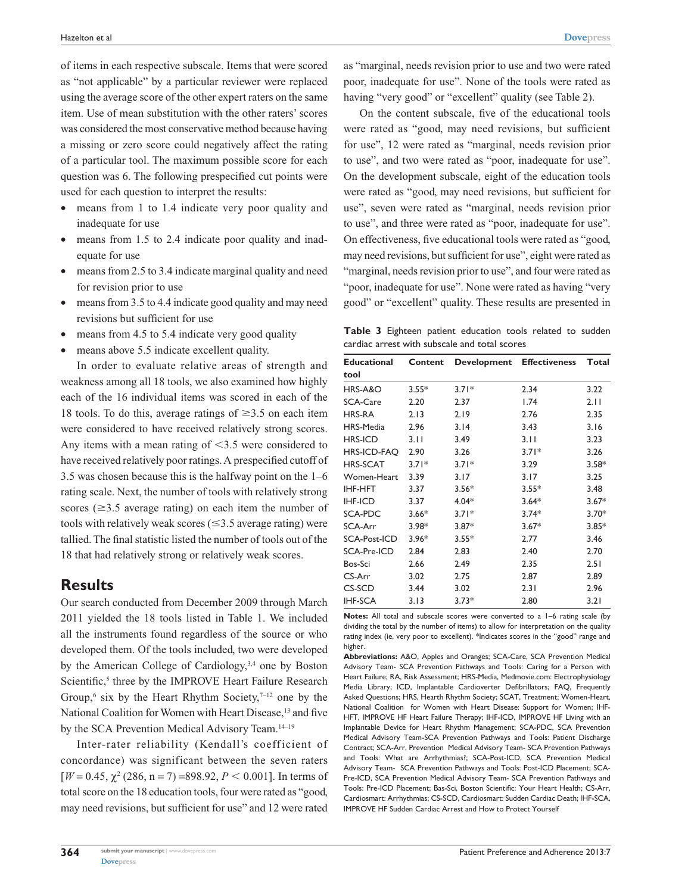of items in each respective subscale. Items that were scored as "not applicable" by a particular reviewer were replaced using the average score of the other expert raters on the same item. Use of mean substitution with the other raters' scores was considered the most conservative method because having a missing or zero score could negatively affect the rating of a particular tool. The maximum possible score for each question was 6. The following prespecified cut points were used for each question to interpret the results:

- means from 1 to 1.4 indicate very poor quality and inadequate for use
- means from 1.5 to 2.4 indicate poor quality and inadequate for use
- means from 2.5 to 3.4 indicate marginal quality and need for revision prior to use
- means from 3.5 to 4.4 indicate good quality and may need revisions but sufficient for use
- means from 4.5 to 5.4 indicate very good quality
- means above 5.5 indicate excellent quality.

In order to evaluate relative areas of strength and weakness among all 18 tools, we also examined how highly each of the 16 individual items was scored in each of the 18 tools. To do this, average ratings of $\geq$3.5 on each item were considered to have received relatively strong scores. Any items with a mean rating of $<$3.5 were considered to have received relatively poor ratings. A prespecified cutoff of 3.5 was chosen because this is the halfway point on the 1–6 rating scale. Next, the number of tools with relatively strong scores ($\geq$3.5 average rating) on each item the number of tools with relatively weak scores ($\leq$3.5 average rating) were tallied. The final statistic listed the number of tools out of the 18 that had relatively strong or relatively weak scores.

## Results

Our search conducted from December 2009 through March 2011 yielded the 18 tools listed in Table 1. We included all the instruments found regardless of the source or who developed them. Of the tools included, two were developed by the American College of Cardiology,[3,4] one by Boston Scientific,[5] three by the IMPROVE Heart Failure Research Group,[6] six by the Heart Rhythm Society,[7–12] one by the National Coalition for Women with Heart Disease,[13] and five by the SCA Prevention Medical Advisory Team.[14–19]

Inter-rater reliability (Kendall's coefficient of concordance) was significant between the seven raters [$W = 0.45$, $\chi^2$ (286, n = 7) =898.92, $P < 0.001$]. In terms of total score on the 18 education tools, four were rated as "good, may need revisions, but sufficient for use" and 12 were rated as "marginal, needs revision prior to use and two were rated poor, inadequate for use". None of the tools were rated as having "very good" or "excellent" quality (see Table 2).

On the content subscale, five of the educational tools were rated as "good, may need revisions, but sufficient for use", 12 were rated as "marginal, needs revision prior to use", and two were rated as "poor, inadequate for use". On the development subscale, eight of the education tools were rated as "good, may need revisions, but sufficient for use", seven were rated as "marginal, needs revision prior to use", and three were rated as "poor, inadequate for use". On effectiveness, five educational tools were rated as "good, may need revisions, but sufficient for use", eight were rated as "marginal, needs revision prior to use", and four were rated as "poor, inadequate for use". None were rated as having "very good" or "excellent" quality. These results are presented in

**Table 3** Eighteen patient education tools related to sudden cardiac arrest with subscale and total scores

| Educational tool | Content | Development | Effectiveness | Total |
|---|---|---|---|---|
| HRS-A&O | 3.55* | 3.71* | 2.34 | 3.22 |
| SCA-Care | 2.20 | 2.37 | 1.74 | 2.11 |
| HRS-RA | 2.13 | 2.19 | 2.76 | 2.35 |
| HRS-Media | 2.96 | 3.14 | 3.43 | 3.16 |
| HRS-ICD | 3.11 | 3.49 | 3.11 | 3.23 |
| HRS-ICD-FAQ | 2.90 | 3.26 | 3.71* | 3.26 |
| HRS-SCAT | 3.71* | 3.71* | 3.29 | 3.58* |
| Women-Heart | 3.39 | 3.17 | 3.17 | 3.25 |
| IHF-HFT | 3.37 | 3.56* | 3.55* | 3.48 |
| IHF-ICD | 3.37 | 4.04* | 3.64* | 3.67* |
| SCA-PDC | 3.66* | 3.71* | 3.74* | 3.70* |
| SCA-Arr | 3.98* | 3.87* | 3.67* | 3.85* |
| SCA-Post-ICD | 3.96* | 3.55* | 2.77 | 3.46 |
| SCA-Pre-ICD | 2.84 | 2.83 | 2.40 | 2.70 |
| Bos-Sci | 2.66 | 2.49 | 2.35 | 2.51 |
| CS-Arr | 3.02 | 2.75 | 2.87 | 2.89 |
| CS-SCD | 3.44 | 3.02 | 2.31 | 2.96 |
| IHF-SCA | 3.13 | 3.73* | 2.80 | 3.21 |

**Notes:** All total and subscale scores were converted to a 1–6 rating scale (by dividing the total by the number of items) to allow for interpretation on the quality rating index (ie, very poor to excellent). *Indicates scores in the "good" range and higher.

**Abbreviations:** A&O, Apples and Oranges; SCA-Care, SCA Prevention Medical Advisory Team- SCA Prevention Pathways and Tools: Caring for a Person with Heart Failure; RA, Risk Assessment; HRS-Media, Medmovie.com: Electrophysiology Media Library; ICD, Implantable Cardioverter Defibrillators; FAQ, Frequently Asked Questions; HRS, Hearth Rhythm Society; SCAT, Treatment; Women-Heart, National Coalition for Women with Heart Disease: Support for Women; IHF-HFT, IMPROVE HF Heart Failure Therapy; IHF-ICD, IMPROVE HF Living with an Implantable Device for Heart Rhythm Management; SCA-PDC, SCA Prevention Medical Advisory Team-SCA Prevention Pathways and Tools: Patient Discharge Contract; SCA-Arr, Prevention Medical Advisory Team- SCA Prevention Pathways and Tools: What are Arrhythmias?; SCA-Post-ICD, SCA Prevention Medical Advisory Team- SCA Prevention Pathways and Tools: Post-ICD Placement; SCA-Pre-ICD, SCA Prevention Medical Advisory Team- SCA Prevention Pathways and Tools: Pre-ICD Placement; Bas-Sci, Boston Scientific: Your Heart Health; CS-Arr, Cardiosmart: Arrhythmias; CS-SCD, Cardiosmart: Sudden Cardiac Death; IHF-SCA, IMPROVE HF Sudden Cardiac Arrest and How to Protect Yourself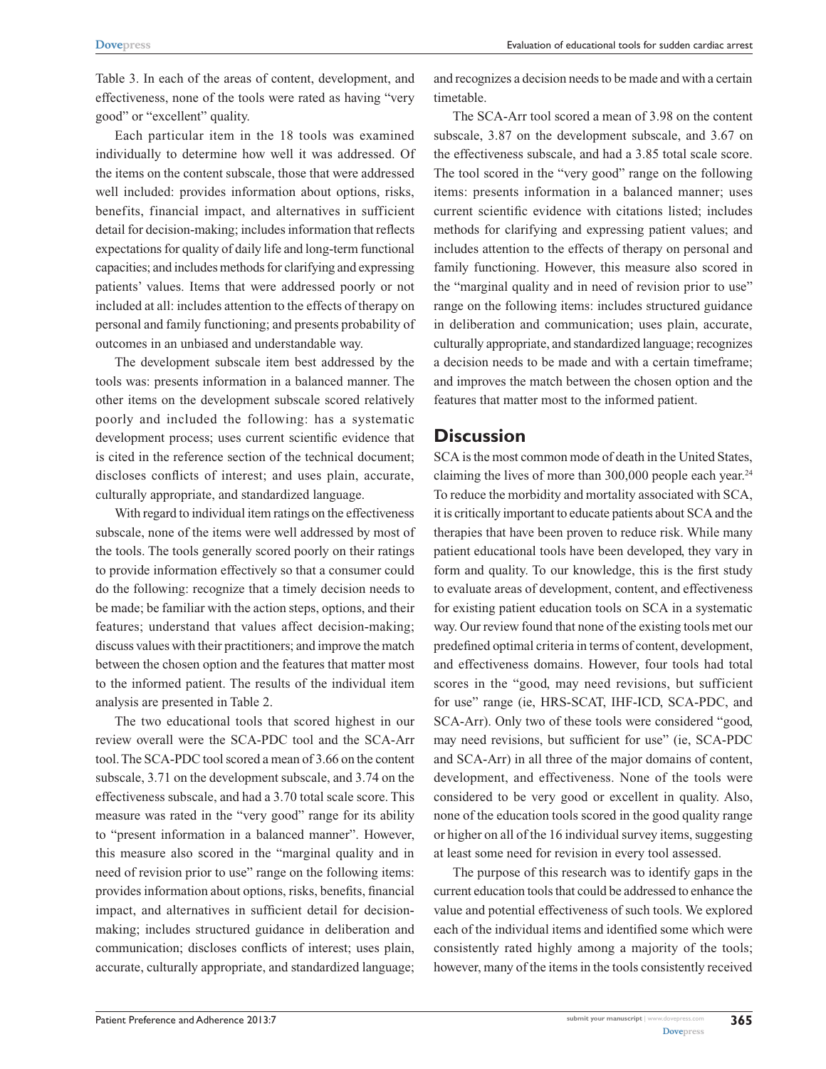Table 3. In each of the areas of content, development, and effectiveness, none of the tools were rated as having "very good" or "excellent" quality.

Each particular item in the 18 tools was examined individually to determine how well it was addressed. Of the items on the content subscale, those that were addressed well included: provides information about options, risks, benefits, financial impact, and alternatives in sufficient detail for decision-making; includes information that reflects expectations for quality of daily life and long-term functional capacities; and includes methods for clarifying and expressing patients' values. Items that were addressed poorly or not included at all: includes attention to the effects of therapy on personal and family functioning; and presents probability of outcomes in an unbiased and understandable way.

The development subscale item best addressed by the tools was: presents information in a balanced manner. The other items on the development subscale scored relatively poorly and included the following: has a systematic development process; uses current scientific evidence that is cited in the reference section of the technical document; discloses conflicts of interest; and uses plain, accurate, culturally appropriate, and standardized language.

With regard to individual item ratings on the effectiveness subscale, none of the items were well addressed by most of the tools. The tools generally scored poorly on their ratings to provide information effectively so that a consumer could do the following: recognize that a timely decision needs to be made; be familiar with the action steps, options, and their features; understand that values affect decision-making; discuss values with their practitioners; and improve the match between the chosen option and the features that matter most to the informed patient. The results of the individual item analysis are presented in Table 2.

The two educational tools that scored highest in our review overall were the SCA-PDC tool and the SCA-Arr tool. The SCA-PDC tool scored a mean of 3.66 on the content subscale, 3.71 on the development subscale, and 3.74 on the effectiveness subscale, and had a 3.70 total scale score. This measure was rated in the "very good" range for its ability to "present information in a balanced manner". However, this measure also scored in the "marginal quality and in need of revision prior to use" range on the following items: provides information about options, risks, benefits, financial impact, and alternatives in sufficient detail for decision-making; includes structured guidance in deliberation and communication; discloses conflicts of interest; uses plain, accurate, culturally appropriate, and standardized language; and recognizes a decision needs to be made and with a certain timetable.

The SCA-Arr tool scored a mean of 3.98 on the content subscale, 3.87 on the development subscale, and 3.67 on the effectiveness subscale, and had a 3.85 total scale score. The tool scored in the "very good" range on the following items: presents information in a balanced manner; uses current scientific evidence with citations listed; includes methods for clarifying and expressing patient values; and includes attention to the effects of therapy on personal and family functioning. However, this measure also scored in the "marginal quality and in need of revision prior to use" range on the following items: includes structured guidance in deliberation and communication; uses plain, accurate, culturally appropriate, and standardized language; recognizes a decision needs to be made and with a certain timeframe; and improves the match between the chosen option and the features that matter most to the informed patient.

## Discussion

SCA is the most common mode of death in the United States, claiming the lives of more than 300,000 people each year.[24] To reduce the morbidity and mortality associated with SCA, it is critically important to educate patients about SCA and the therapies that have been proven to reduce risk. While many patient educational tools have been developed, they vary in form and quality. To our knowledge, this is the first study to evaluate areas of development, content, and effectiveness for existing patient education tools on SCA in a systematic way. Our review found that none of the existing tools met our predefined optimal criteria in terms of content, development, and effectiveness domains. However, four tools had total scores in the "good, may need revisions, but sufficient for use" range (ie, HRS-SCAT, IHF-ICD, SCA-PDC, and SCA-Arr). Only two of these tools were considered "good, may need revisions, but sufficient for use" (ie, SCA-PDC and SCA-Arr) in all three of the major domains of content, development, and effectiveness. None of the tools were considered to be very good or excellent in quality. Also, none of the education tools scored in the good quality range or higher on all of the 16 individual survey items, suggesting at least some need for revision in every tool assessed.

The purpose of this research was to identify gaps in the current education tools that could be addressed to enhance the value and potential effectiveness of such tools. We explored each of the individual items and identified some which were consistently rated highly among a majority of the tools; however, many of the items in the tools consistently received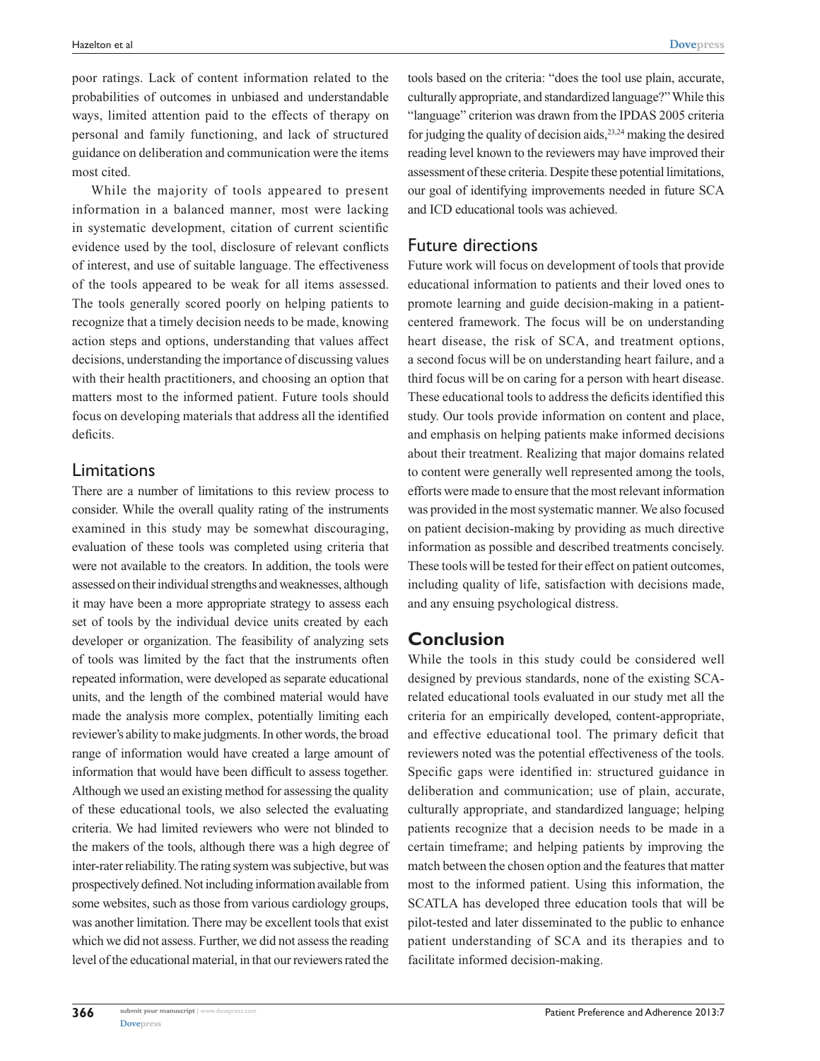poor ratings. Lack of content information related to the probabilities of outcomes in unbiased and understandable ways, limited attention paid to the effects of therapy on personal and family functioning, and lack of structured guidance on deliberation and communication were the items most cited.

While the majority of tools appeared to present information in a balanced manner, most were lacking in systematic development, citation of current scientific evidence used by the tool, disclosure of relevant conflicts of interest, and use of suitable language. The effectiveness of the tools appeared to be weak for all items assessed. The tools generally scored poorly on helping patients to recognize that a timely decision needs to be made, knowing action steps and options, understanding that values affect decisions, understanding the importance of discussing values with their health practitioners, and choosing an option that matters most to the informed patient. Future tools should focus on developing materials that address all the identified deficits.

## Limitations

There are a number of limitations to this review process to consider. While the overall quality rating of the instruments examined in this study may be somewhat discouraging, evaluation of these tools was completed using criteria that were not available to the creators. In addition, the tools were assessed on their individual strengths and weaknesses, although it may have been a more appropriate strategy to assess each set of tools by the individual device units created by each developer or organization. The feasibility of analyzing sets of tools was limited by the fact that the instruments often repeated information, were developed as separate educational units, and the length of the combined material would have made the analysis more complex, potentially limiting each reviewer's ability to make judgments. In other words, the broad range of information would have created a large amount of information that would have been difficult to assess together. Although we used an existing method for assessing the quality of these educational tools, we also selected the evaluating criteria. We had limited reviewers who were not blinded to the makers of the tools, although there was a high degree of inter-rater reliability. The rating system was subjective, but was prospectively defined. Not including information available from some websites, such as those from various cardiology groups, was another limitation. There may be excellent tools that exist which we did not assess. Further, we did not assess the reading level of the educational material, in that our reviewers rated the tools based on the criteria: "does the tool use plain, accurate, culturally appropriate, and standardized language?" While this "language" criterion was drawn from the IPDAS 2005 criteria for judging the quality of decision aids,[23,24] making the desired reading level known to the reviewers may have improved their assessment of these criteria. Despite these potential limitations, our goal of identifying improvements needed in future SCA and ICD educational tools was achieved.

## Future directions

Future work will focus on development of tools that provide educational information to patients and their loved ones to promote learning and guide decision-making in a patient-centered framework. The focus will be on understanding heart disease, the risk of SCA, and treatment options, a second focus will be on understanding heart failure, and a third focus will be on caring for a person with heart disease. These educational tools to address the deficits identified this study. Our tools provide information on content and place, and emphasis on helping patients make informed decisions about their treatment. Realizing that major domains related to content were generally well represented among the tools, efforts were made to ensure that the most relevant information was provided in the most systematic manner. We also focused on patient decision-making by providing as much directive information as possible and described treatments concisely. These tools will be tested for their effect on patient outcomes, including quality of life, satisfaction with decisions made, and any ensuing psychological distress.

# Conclusion

While the tools in this study could be considered well designed by previous standards, none of the existing SCA-related educational tools evaluated in our study met all the criteria for an empirically developed, content-appropriate, and effective educational tool. The primary deficit that reviewers noted was the potential effectiveness of the tools. Specific gaps were identified in: structured guidance in deliberation and communication; use of plain, accurate, culturally appropriate, and standardized language; helping patients recognize that a decision needs to be made in a certain timeframe; and helping patients by improving the match between the chosen option and the features that matter most to the informed patient. Using this information, the SCATLA has developed three education tools that will be pilot-tested and later disseminated to the public to enhance patient understanding of SCA and its therapies and to facilitate informed decision-making.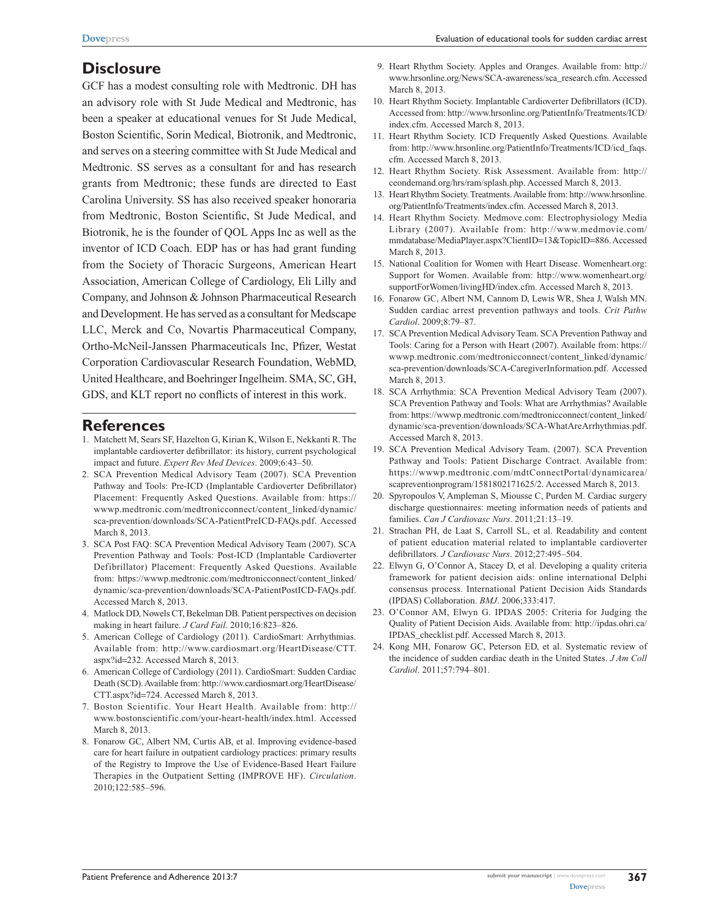## Disclosure

GCF has a modest consulting role with Medtronic. DH has an advisory role with St Jude Medical and Medtronic, has been a speaker at educational venues for St Jude Medical, Boston Scientific, Sorin Medical, Biotronik, and Medtronic, and serves on a steering committee with St Jude Medical and Medtronic. SS serves as a consultant for and has research grants from Medtronic; these funds are directed to East Carolina University. SS has also received speaker honoraria from Medtronic, Boston Scientific, St Jude Medical, and Biotronik, he is the founder of QOL Apps Inc as well as the inventor of ICD Coach. EDP has or has had grant funding from the Society of Thoracic Surgeons, American Heart Association, American College of Cardiology, Eli Lilly and Company, and Johnson & Johnson Pharmaceutical Research and Development. He has served as a consultant for Medscape LLC, Merck and Co, Novartis Pharmaceutical Company, Ortho-McNeil-Janssen Pharmaceuticals Inc, Pfizer, Westat Corporation Cardiovascular Research Foundation, WebMD, United Healthcare, and Boehringer Ingelheim. SMA, SC, GH, GDS, and KLT report no conflicts of interest in this work.

## References

1. Matchett M, Sears SF, Hazelton G, Kirian K, Wilson E, Nekkanti R. The implantable cardioverter defibrillator: its history, current psychological impact and future. *Expert Rev Med Devices*. 2009;6:43–50.
2. SCA Prevention Medical Advisory Team (2007). SCA Prevention Pathway and Tools: Pre-ICD (Implantable Cardioverter Defibrillator) Placement: Frequently Asked Questions. Available from: https://wwwp.medtronic.com/medtronicconnect/content_linked/dynamic/sca-prevention/downloads/SCA-PatientPreICD-FAQs.pdf. Accessed March 8, 2013.
3. SCA Post FAQ: SCA Prevention Medical Advisory Team (2007). SCA Prevention Pathway and Tools: Post-ICD (Implantable Cardioverter Defibrillator) Placement: Frequently Asked Questions. Available from: https://wwwp.medtronic.com/medtronicconnect/content_linked/dynamic/sca-prevention/downloads/SCA-PatientPostICD-FAQs.pdf. Accessed March 8, 2013.
4. Matlock DD, Nowels CT, Bekelman DB. Patient perspectives on decision making in heart failure. *J Card Fail*. 2010;16:823–826.
5. American College of Cardiology (2011). CardioSmart: Arrhythmias. Available from: http://www.cardiosmart.org/HeartDisease/CTT.aspx?id=232. Accessed March 8, 2013.
6. American College of Cardiology (2011). CardioSmart: Sudden Cardiac Death (SCD). Available from: http://www.cardiosmart.org/HeartDisease/CTT.aspx?id=724. Accessed March 8, 2013.
7. Boston Scientific. Your Heart Health. Available from: http://www.bostonscientific.com/your-heart-health/index.html. Accessed March 8, 2013.
8. Fonarow GC, Albert NM, Curtis AB, et al. Improving evidence-based care for heart failure in outpatient cardiology practices: primary results of the Registry to Improve the Use of Evidence-Based Heart Failure Therapies in the Outpatient Setting (IMPROVE HF). *Circulation*. 2010;122:585–596.
9. Heart Rhythm Society. Apples and Oranges. Available from: http://www.hrsonline.org/News/SCA-awareness/sca_research.cfm. Accessed March 8, 2013.
10. Heart Rhythm Society. Implantable Cardioverter Defibrillators (ICD). Accessed from: http://www.hrsonline.org/PatientInfo/Treatments/ICD/index.cfm. Accessed March 8, 2013.
11. Heart Rhythm Society. ICD Frequently Asked Questions. Available from: http://www.hrsonline.org/PatientInfo/Treatments/ICD/icd_faqs.cfm. Accessed March 8, 2013.
12. Heart Rhythm Society. Risk Assessment. Available from: http://ceondemand.org/hrs/ram/splash.php. Accessed March 8, 2013.
13. Heart Rhythm Society. Treatments. Available from: http://www.hrsonline.org/PatientInfo/Treatments/index.cfm. Accessed March 8, 2013.
14. Heart Rhythm Society. Medmove.com: Electrophysiology Media Library (2007). Available from: http://www.medmovie.com/mmdatabase/MediaPlayer.aspx?ClientID=13&TopicID=886. Accessed March 8, 2013.
15. National Coalition for Women with Heart Disease. Womenheart.org: Support for Women. Available from: http://www.womenheart.org/supportForWomen/livingHD/index.cfm. Accessed March 8, 2013.
16. Fonarow GC, Albert NM, Cannom D, Lewis WR, Shea J, Walsh MN. Sudden cardiac arrest prevention pathways and tools. *Crit Pathw Cardiol*. 2009;8:79–87.
17. SCA Prevention Medical Advisory Team. SCA Prevention Pathway and Tools: Caring for a Person with Heart (2007). Available from: https://wwwp.medtronic.com/medtronicconnect/content_linked/dynamic/sca-prevention/downloads/SCA-CaregiverInformation.pdf. Accessed March 8, 2013.
18. SCA Arrhythmia: SCA Prevention Medical Advisory Team (2007). SCA Prevention Pathway and Tools: What are Arrhythmias? Available from: https://wwwp.medtronic.com/medtronicconnect/content_linked/dynamic/sca-prevention/downloads/SCA-WhatAreArrhythmias.pdf. Accessed March 8, 2013.
19. SCA Prevention Medical Advisory Team. (2007). SCA Prevention Pathway and Tools: Patient Discharge Contract. Available from: https://wwwp.medtronic.com/mdtConnectPortal/dynamicarea/scapreventionprogram/1581802171625/2. Accessed March 8, 2013.
20. Spyropoulos V, Ampleman S, Miousse C, Purden M. Cardiac surgery discharge questionnaires: meeting information needs of patients and families. *Can J Cardiovasc Nurs*. 2011;21:13–19.
21. Strachan PH, de Laat S, Carroll SL, et al. Readability and content of patient education material related to implantable cardioverter defibrillators. *J Cardiovasc Nurs*. 2012;27:495–504.
22. Elwyn G, O'Connor A, Stacey D, et al. Developing a quality criteria framework for patient decision aids: online international Delphi consensus process. International Patient Decision Aids Standards (IPDAS) Collaboration. *BMJ*. 2006;333:417.
23. O'Connor AM, Elwyn G. IPDAS 2005: Criteria for Judging the Quality of Patient Decision Aids. Available from: http://ipdas.ohri.ca/IPDAS_checklist.pdf. Accessed March 8, 2013.
24. Kong MH, Fonarow GC, Peterson ED, et al. Systematic review of the incidence of sudden cardiac death in the United States. *J Am Coll Cardiol*. 2011;57:794–801.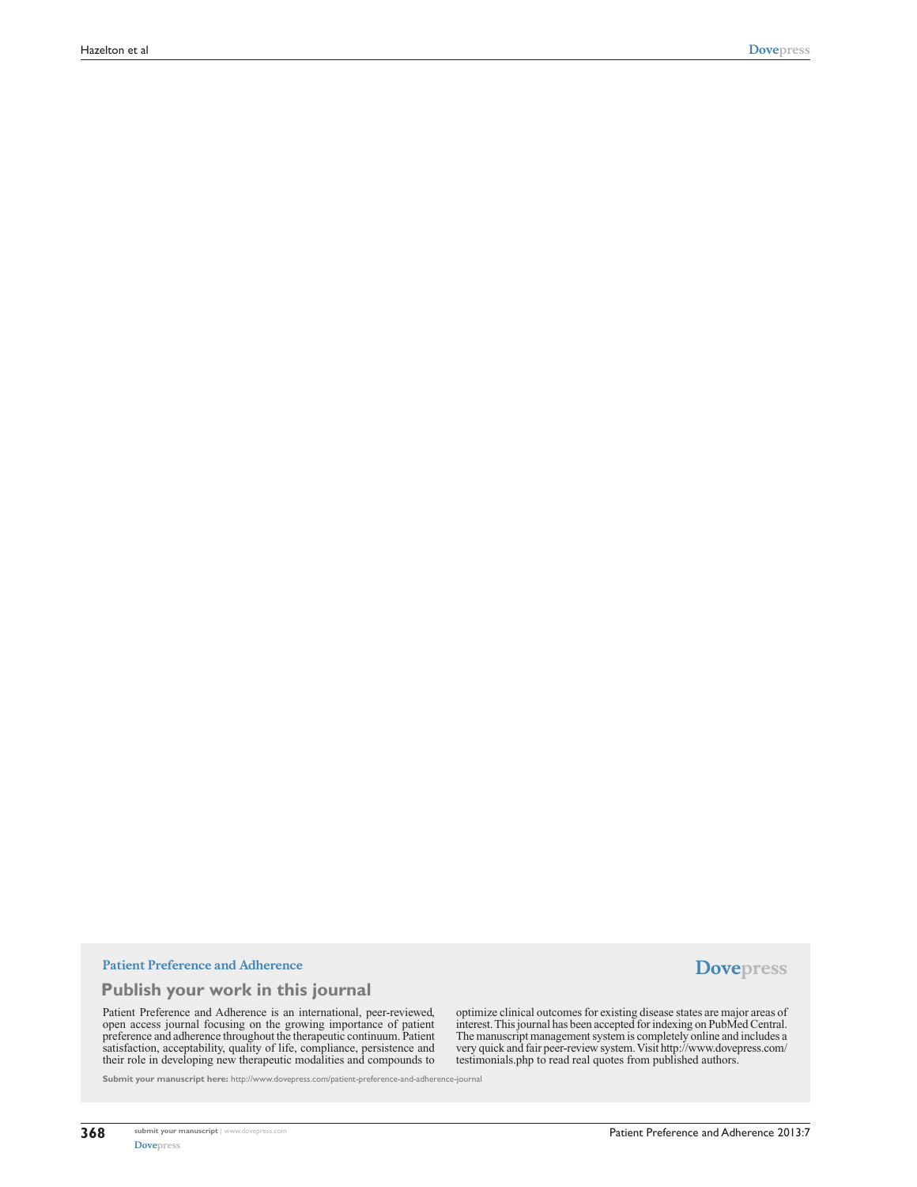**Patient Preference and Adherence**

**Dovepress**

## Publish your work in this journal

Patient Preference and Adherence is an international, peer-reviewed, open access journal focusing on the growing importance of patient preference and adherence throughout the therapeutic continuum. Patient satisfaction, acceptability, quality of life, compliance, persistence and their role in developing new therapeutic modalities and compounds to optimize clinical outcomes for existing disease states are major areas of interest. This journal has been accepted for indexing on PubMed Central. The manuscript management system is completely online and includes a very quick and fair peer-review system. Visit http://www.dovepress.com/testimonials.php to read real quotes from published authors.

**Submit your manuscript here:** http://www.dovepress.com/patient-preference-and-adherence-journal